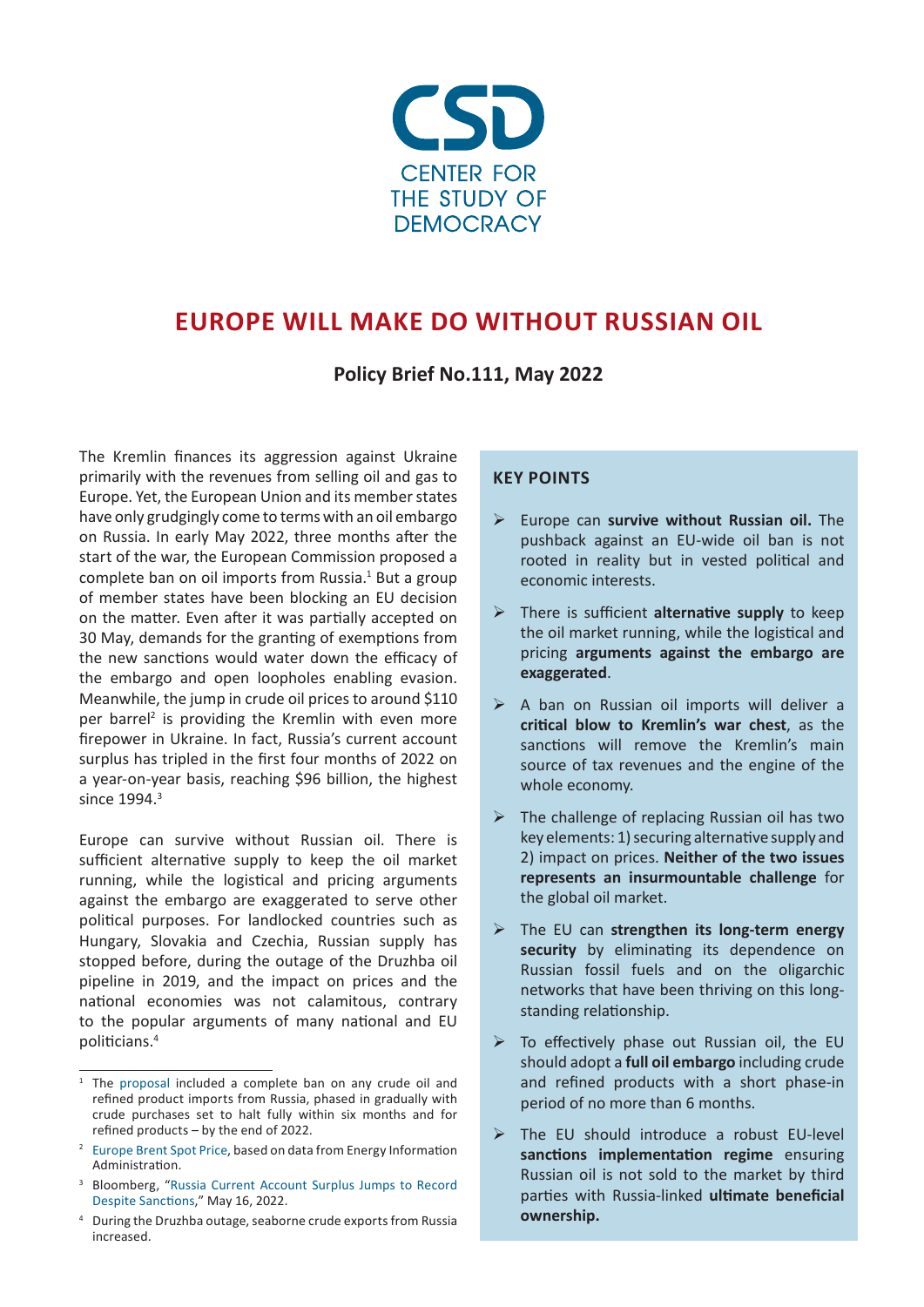CSD

CENTER FOR THE STUDY OF DEMOCRACY

# EUROPE WILL MAKE DO WITHOUT RUSSIAN OIL

**Policy Brief No.111, May 2022**

The Kremlin finances its aggression against Ukraine primarily with the revenues from selling oil and gas to Europe. Yet, the European Union and its member states have only grudgingly come to terms with an oil embargo on Russia. In early May 2022, three months after the start of the war, the European Commission proposed a complete ban on oil imports from Russia.[1] But a group of member states have been blocking an EU decision on the matter. Even after it was partially accepted on 30 May, demands for the granting of exemptions from the new sanctions would water down the efficacy of the embargo and open loopholes enabling evasion. Meanwhile, the jump in crude oil prices to around $110 per barrel[2] is providing the Kremlin with even more firepower in Ukraine. In fact, Russia's current account surplus has tripled in the first four months of 2022 on a year-on-year basis, reaching $96 billion, the highest since 1994.[3]

Europe can survive without Russian oil. There is sufficient alternative supply to keep the oil market running, while the logistical and pricing arguments against the embargo are exaggerated to serve other political purposes. For landlocked countries such as Hungary, Slovakia and Czechia, Russian supply has stopped before, during the outage of the Druzhba oil pipeline in 2019, and the impact on prices and the national economies was not calamitous, contrary to the popular arguments of many national and EU politicians.[4]

## KEY POINTS

- Europe can **survive without Russian oil.** The pushback against an EU-wide oil ban is not rooted in reality but in vested political and economic interests.
- There is sufficient **alternative supply** to keep the oil market running, while the logistical and pricing **arguments against the embargo are exaggerated**.
- A ban on Russian oil imports will deliver a **critical blow to Kremlin's war chest**, as the sanctions will remove the Kremlin's main source of tax revenues and the engine of the whole economy.
- The challenge of replacing Russian oil has two key elements: 1) securing alternative supply and 2) impact on prices. **Neither of the two issues represents an insurmountable challenge** for the global oil market.
- The EU can **strengthen its long-term energy security** by eliminating its dependence on Russian fossil fuels and on the oligarchic networks that have been thriving on this long-standing relationship.
- To effectively phase out Russian oil, the EU should adopt a **full oil embargo** including crude and refined products with a short phase-in period of no more than 6 months.
- The EU should introduce a robust EU-level **sanctions implementation regime** ensuring Russian oil is not sold to the market by third parties with Russia-linked **ultimate beneficial ownership.**

---

[1] The proposal included a complete ban on any crude oil and refined product imports from Russia, phased in gradually with crude purchases set to halt fully within six months and for refined products – by the end of 2022.

[2] Europe Brent Spot Price, based on data from Energy Information Administration.

[3] Bloomberg, "Russia Current Account Surplus Jumps to Record Despite Sanctions," May 16, 2022.

[4] During the Druzhba outage, seaborne crude exports from Russia increased.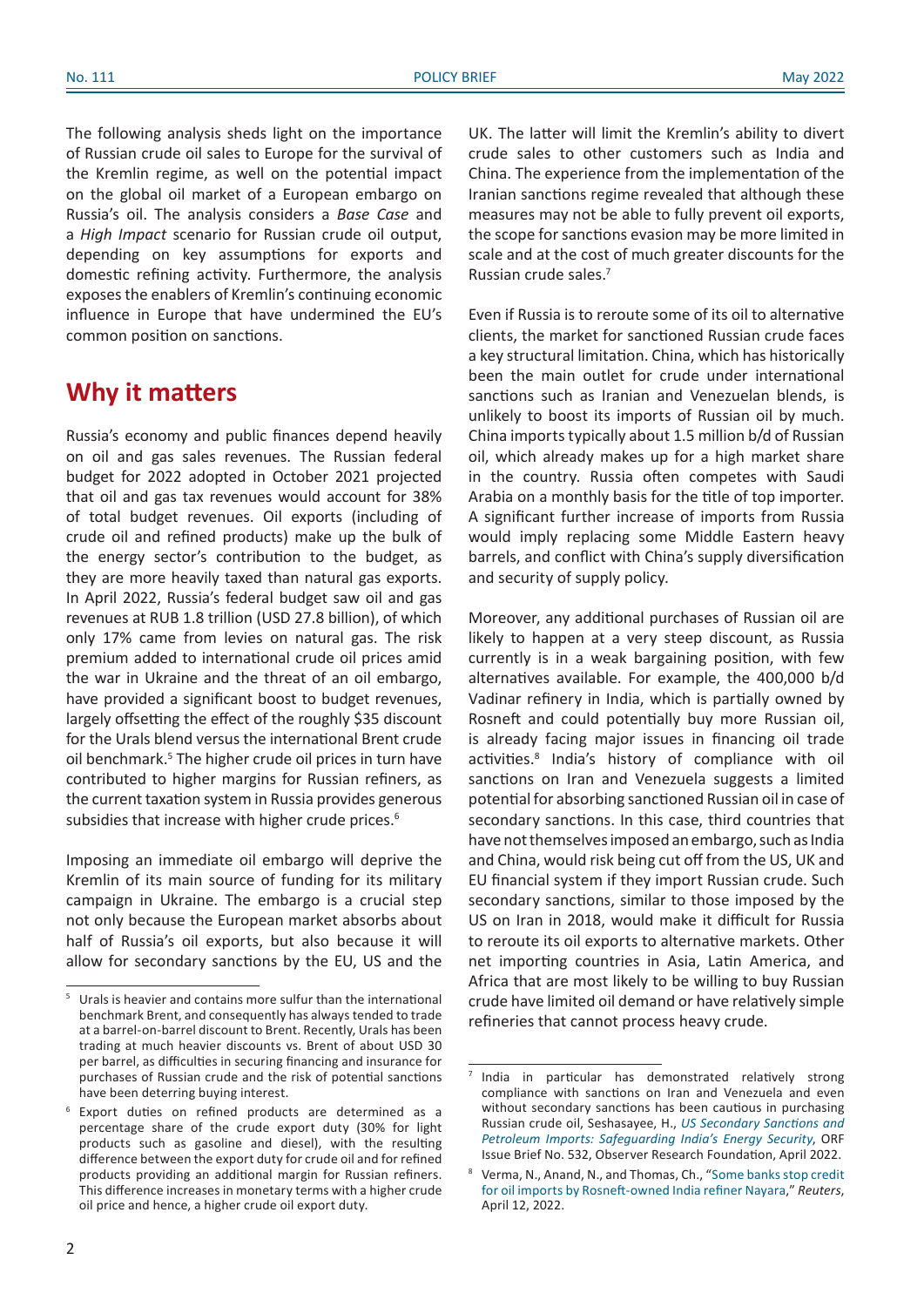The following analysis sheds light on the importance of Russian crude oil sales to Europe for the survival of the Kremlin regime, as well as on the potential impact on the global oil market of a European embargo on Russia's oil. The analysis considers a *Base Case* and a *High Impact* scenario for Russian crude oil output, depending on key assumptions for exports and domestic refining activity. Furthermore, the analysis exposes the enablers of Kremlin's continuing economic influence in Europe that have undermined the EU's common position on sanctions.

## Why it matters

Russia's economy and public finances depend heavily on oil and gas sales revenues. The Russian federal budget for 2022 adopted in October 2021 projected that oil and gas tax revenues would account for 38% of total budget revenues. Oil exports (including of crude oil and refined products) make up the bulk of the energy sector's contribution to the budget, as they are more heavily taxed than natural gas exports. In April 2022, Russia's federal budget saw oil and gas revenues at RUB 1.8 trillion (USD 27.8 billion), of which only 17% came from levies on natural gas. The risk premium added to international crude oil prices amid the war in Ukraine and the threat of an oil embargo, have provided a significant boost to budget revenues, largely offsetting the effect of the roughly $35 discount for the Urals blend versus the international Brent crude oil benchmark.[5] The higher crude oil prices in turn have contributed to higher margins for Russian refiners, as the current taxation system in Russia provides generous subsidies that increase with higher crude prices.[6]

Imposing an immediate oil embargo will deprive the Kremlin of its main source of funding for its military campaign in Ukraine. The embargo is a crucial step not only because the European market absorbs about half of Russia's oil exports, but also because it will allow for secondary sanctions by the EU, US and the UK. The latter will limit the Kremlin's ability to divert crude sales to other customers such as India and China. The experience from the implementation of the Iranian sanctions regime revealed that although these measures may not be able to fully prevent oil exports, the scope for sanctions evasion may be more limited in scale and at the cost of much greater discounts for the Russian crude sales.[7]

Even if Russia is to reroute some of its oil to alternative clients, the market for sanctioned Russian crude faces a key structural limitation. China, which has historically been the main outlet for crude under international sanctions such as Iranian and Venezuelan blends, is unlikely to boost its imports of Russian oil by much. China imports typically about 1.5 million b/d of Russian oil, which already makes up for a high market share in the country. Russia often competes with Saudi Arabia on a monthly basis for the title of top importer. A significant further increase of imports from Russia would imply replacing some Middle Eastern heavy barrels, and conflict with China's supply diversification and security of supply policy.

Moreover, any additional purchases of Russian oil are likely to happen at a very steep discount, as Russia currently is in a weak bargaining position, with few alternatives available. For example, the 400,000 b/d Vadinar refinery in India, which is partially owned by Rosneft and could potentially buy more Russian oil, is already facing major issues in financing oil trade activities.[8] India's history of compliance with oil sanctions on Iran and Venezuela suggests a limited potential for absorbing sanctioned Russian oil in case of secondary sanctions. In this case, third countries that have not themselves imposed an embargo, such as India and China, would risk being cut off from the US, UK and EU financial system if they import Russian crude. Such secondary sanctions, similar to those imposed by the US on Iran in 2018, would make it difficult for Russia to reroute its oil exports to alternative markets. Other net importing countries in Asia, Latin America, and Africa that are most likely to be willing to buy Russian crude have limited oil demand or have relatively simple refineries that cannot process heavy crude.

---

[5] Urals is heavier and contains more sulfur than the international benchmark Brent, and consequently has always tended to trade at a barrel-on-barrel discount to Brent. Recently, Urals has been trading at much heavier discounts vs. Brent of about USD 30 per barrel, as difficulties in securing financing and insurance for purchases of Russian crude and the risk of potential sanctions have been deterring buying interest.

[6] Export duties on refined products are determined as a percentage share of the crude export duty (30% for light products such as gasoline and diesel), with the resulting difference between the export duty for crude oil and for refined products providing an additional margin for Russian refiners. This difference increases in monetary terms with a higher crude oil price and hence, a higher crude oil export duty.

[7] India in particular has demonstrated relatively strong compliance with sanctions on Iran and Venezuela and even without secondary sanctions has been cautious in purchasing Russian crude oil, Seshasayee, H., *US Secondary Sanctions and Petroleum Imports: Safeguarding India's Energy Security*, ORF Issue Brief No. 532, Observer Research Foundation, April 2022.

[8] Verma, N., Anand, N., and Thomas, Ch., "Some banks stop credit for oil imports by Rosneft-owned India refiner Nayara," *Reuters*, April 12, 2022.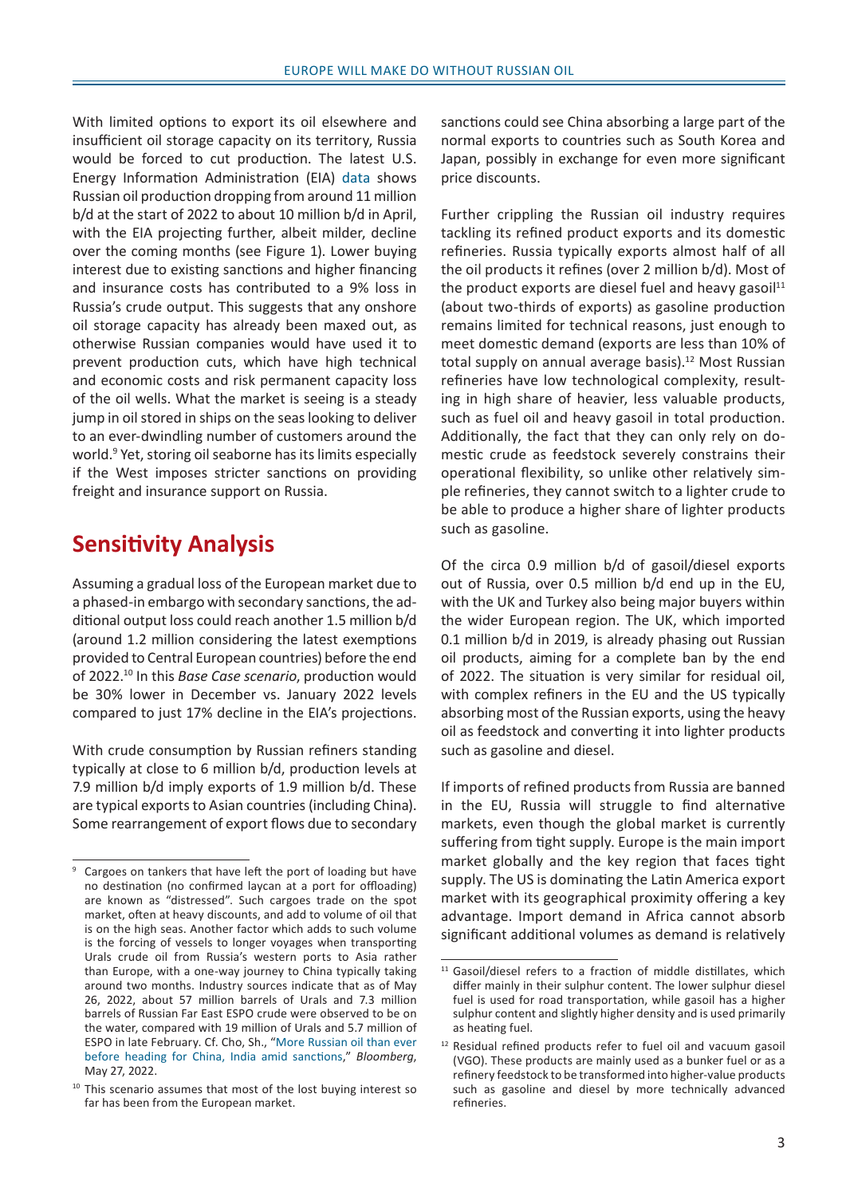With limited options to export its oil elsewhere and insufficient oil storage capacity on its territory, Russia would be forced to cut production. The latest U.S. Energy Information Administration (EIA) data shows Russian oil production dropping from around 11 million b/d at the start of 2022 to about 10 million b/d in April, with the EIA projecting further, albeit milder, decline over the coming months (see Figure 1). Lower buying interest due to existing sanctions and higher financing and insurance costs has contributed to a 9% loss in Russia's crude output. This suggests that any onshore oil storage capacity has already been maxed out, as otherwise Russian companies would have used it to prevent production cuts, which have high technical and economic costs and risk permanent capacity loss of the oil wells. What the market is seeing is a steady jump in oil stored in ships on the seas looking to deliver to an ever-dwindling number of customers around the world.[9] Yet, storing oil seaborne has its limits especially if the West imposes stricter sanctions on providing freight and insurance support on Russia.

## Sensitivity Analysis

Assuming a gradual loss of the European market due to a phased-in embargo with secondary sanctions, the additional output loss could reach another 1.5 million b/d (around 1.2 million considering the latest exemptions provided to Central European countries) before the end of 2022.[10] In this *Base Case scenario*, production would be 30% lower in December vs. January 2022 levels compared to just 17% decline in the EIA's projections.

With crude consumption by Russian refiners standing typically at close to 6 million b/d, production levels at 7.9 million b/d imply exports of 1.9 million b/d. These are typical exports to Asian countries (including China). Some rearrangement of export flows due to secondary sanctions could see China absorbing a large part of the normal exports to countries such as South Korea and Japan, possibly in exchange for even more significant price discounts.

Further crippling the Russian oil industry requires tackling its refined product exports and its domestic refineries. Russia typically exports almost half of all the oil products it refines (over 2 million b/d). Most of the product exports are diesel fuel and heavy gasoil[11] (about two-thirds of exports) as gasoline production remains limited for technical reasons, just enough to meet domestic demand (exports are less than 10% of total supply on annual average basis).[12] Most Russian refineries have low technological complexity, resulting in high share of heavier, less valuable products, such as fuel oil and heavy gasoil in total production. Additionally, the fact that they can only rely on domestic crude as feedstock severely constrains their operational flexibility, so unlike other relatively simple refineries, they cannot switch to a lighter crude to be able to produce a higher share of lighter products such as gasoline.

Of the circa 0.9 million b/d of gasoil/diesel exports out of Russia, over 0.5 million b/d end up in the EU, with the UK and Turkey also being major buyers within the wider European region. The UK, which imported 0.1 million b/d in 2019, is already phasing out Russian oil products, aiming for a complete ban by the end of 2022. The situation is very similar for residual oil, with complex refiners in the EU and the US typically absorbing most of the Russian exports, using the heavy oil as feedstock and converting it into lighter products such as gasoline and diesel.

If imports of refined products from Russia are banned in the EU, Russia will struggle to find alternative markets, even though the global market is currently suffering from tight supply. Europe is the main import market globally and the key region that faces tight supply. The US is dominating the Latin America export market with its geographical proximity offering a key advantage. Import demand in Africa cannot absorb significant additional volumes as demand is relatively

---

[9] Cargoes on tankers that have left the port of loading but have no destination (no confirmed laycan at a port for offloading) are known as "distressed". Such cargoes trade on the spot market, often at heavy discounts, and add to volume of oil that is on the high seas. Another factor which adds to such volume is the forcing of vessels to longer voyages when transporting Urals crude oil from Russia's western ports to Asia rather than Europe, with a one-way journey to China typically taking around two months. Industry sources indicate that as of May 26, 2022, about 57 million barrels of Urals and 7.3 million barrels of Russian Far East ESPO crude were observed to be on the water, compared with 19 million of Urals and 5.7 million of ESPO in late February. Cf. Cho, Sh., "More Russian oil than ever before heading for China, India amid sanctions," *Bloomberg*, May 27, 2022.

[10] This scenario assumes that most of the lost buying interest so far has been from the European market.

[11] Gasoil/diesel refers to a fraction of middle distillates, which differ mainly in their sulphur content. The lower sulphur diesel fuel is used for road transportation, while gasoil has a higher sulphur content and slightly higher density and is used primarily as heating fuel.

[12] Residual refined products refer to fuel oil and vacuum gasoil (VGO). These products are mainly used as a bunker fuel or as a refinery feedstock to be transformed into higher-value products such as gasoline and diesel by more technically advanced refineries.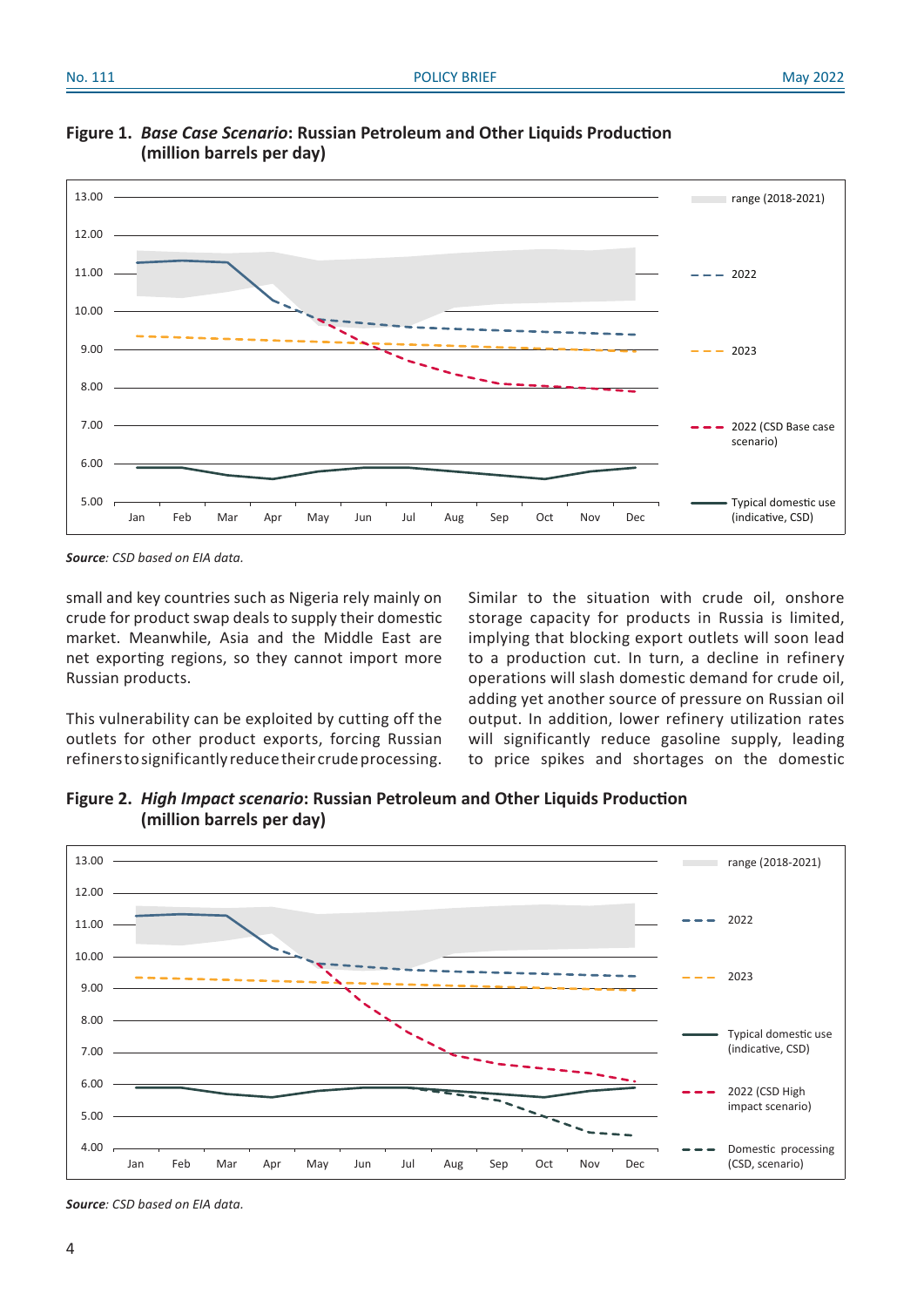**Figure 1.** ***Base Case Scenario*: Russian Petroleum and Other Liquids Production (million barrels per day)**

*Source: CSD based on EIA data.*

small and key countries such as Nigeria rely mainly on crude for product swap deals to supply their domestic market. Meanwhile, Asia and the Middle East are net exporting regions, so they cannot import more Russian products.

This vulnerability can be exploited by cutting off the outlets for other product exports, forcing Russian refiners to significantly reduce their crude processing. Similar to the situation with crude oil, onshore storage capacity for products in Russia is limited, implying that blocking export outlets will soon lead to a production cut. In turn, a decline in refinery operations will slash domestic demand for crude oil, adding yet another source of pressure on Russian oil output. In addition, lower refinery utilization rates will significantly reduce gasoline supply, leading to price spikes and shortages on the domestic

**Figure 2.** ***High Impact scenario*: Russian Petroleum and Other Liquids Production (million barrels per day)**

*Source: CSD based on EIA data.*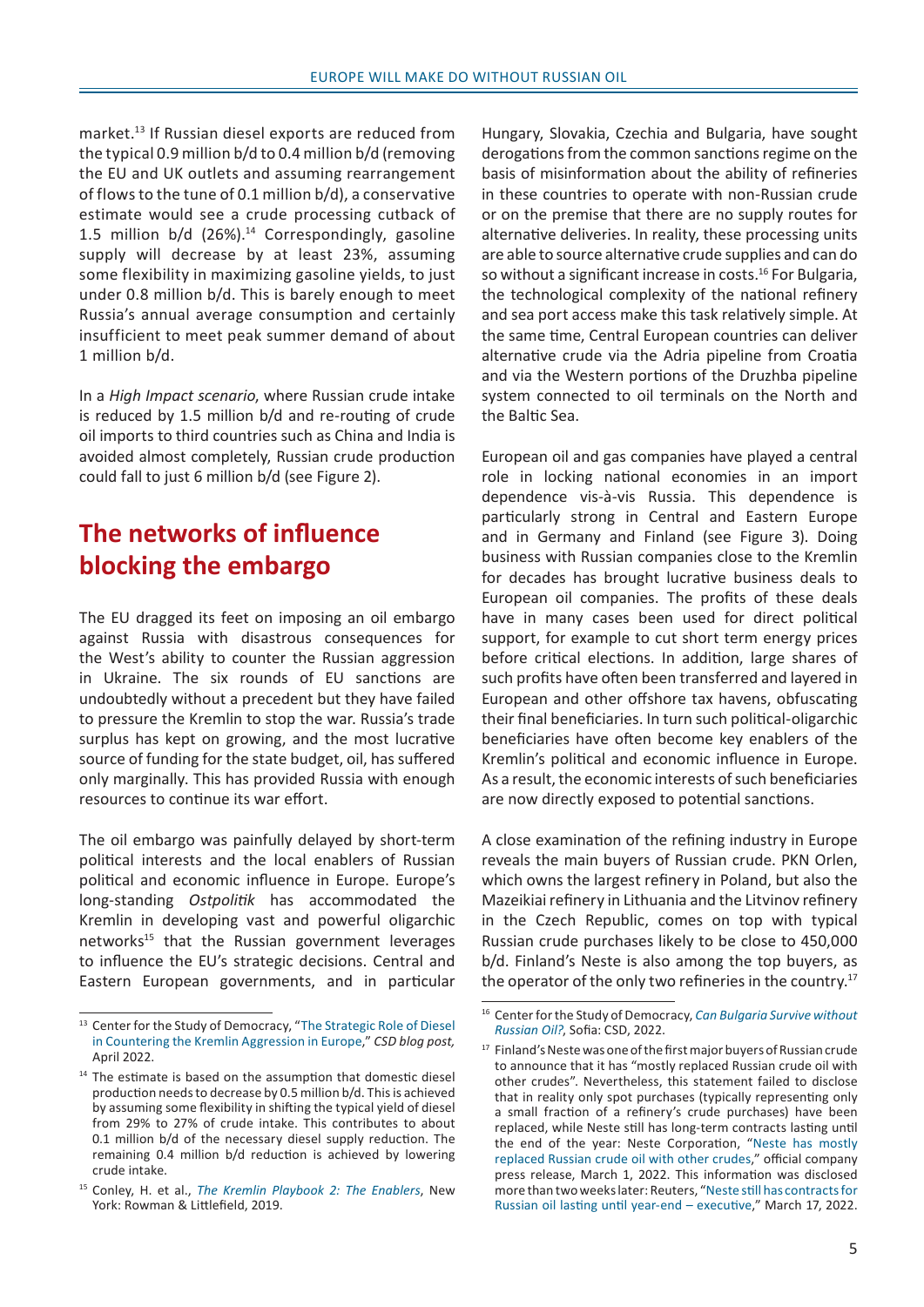market.[13] If Russian diesel exports are reduced from the typical 0.9 million b/d to 0.4 million b/d (removing the EU and UK outlets and assuming rearrangement of flows to the tune of 0.1 million b/d), a conservative estimate would see a crude processing cutback of 1.5 million b/d (26%).[14] Correspondingly, gasoline supply will decrease by at least 23%, assuming some flexibility in maximizing gasoline yields, to just under 0.8 million b/d. This is barely enough to meet Russia's annual average consumption and certainly insufficient to meet peak summer demand of about 1 million b/d.

In a *High Impact scenario*, where Russian crude intake is reduced by 1.5 million b/d and re-routing of crude oil imports to third countries such as China and India is avoided almost completely, Russian crude production could fall to just 6 million b/d (see Figure 2).

## The networks of influence blocking the embargo

The EU dragged its feet on imposing an oil embargo against Russia with disastrous consequences for the West's ability to counter the Russian aggression in Ukraine. The six rounds of EU sanctions are undoubtedly without a precedent but they have failed to pressure the Kremlin to stop the war. Russia's trade surplus has kept on growing, and the most lucrative source of funding for the state budget, oil, has suffered only marginally. This has provided Russia with enough resources to continue its war effort.

The oil embargo was painfully delayed by short-term political interests and the local enablers of Russian political and economic influence in Europe. Europe's long-standing *Ostpolitik* has accommodated the Kremlin in developing vast and powerful oligarchic networks[15] that the Russian government leverages to influence the EU's strategic decisions. Central and Eastern European governments, and in particular Hungary, Slovakia, Czechia and Bulgaria, have sought derogations from the common sanctions regime on the basis of misinformation about the ability of refineries in these countries to operate with non-Russian crude or on the premise that there are no supply routes for alternative deliveries. In reality, these processing units are able to source alternative crude supplies and can do so without a significant increase in costs.[16] For Bulgaria, the technological complexity of the national refinery and sea port access make this task relatively simple. At the same time, Central European countries can deliver alternative crude via the Adria pipeline from Croatia and via the Western portions of the Druzhba pipeline system connected to oil terminals on the North and the Baltic Sea.

European oil and gas companies have played a central role in locking national economies in an import dependence vis-à-vis Russia. This dependence is particularly strong in Central and Eastern Europe and in Germany and Finland (see Figure 3). Doing business with Russian companies close to the Kremlin for decades has brought lucrative business deals to European oil companies. The profits of these deals have in many cases been used for direct political support, for example to cut short term energy prices before critical elections. In addition, large shares of such profits have often been transferred and layered in European and other offshore tax havens, obfuscating their final beneficiaries. In turn such political-oligarchic beneficiaries have often become key enablers of the Kremlin's political and economic influence in Europe. As a result, the economic interests of such beneficiaries are now directly exposed to potential sanctions.

A close examination of the refining industry in Europe reveals the main buyers of Russian crude. PKN Orlen, which owns the largest refinery in Poland, but also the Mazeikiai refinery in Lithuania and the Litvinov refinery in the Czech Republic, comes on top with typical Russian crude purchases likely to be close to 450,000 b/d. Finland's Neste is also among the top buyers, as the operator of the only two refineries in the country.[17]

---

[13] Center for the Study of Democracy, "The Strategic Role of Diesel in Countering the Kremlin Aggression in Europe," *CSD blog post,* April 2022.

[14] The estimate is based on the assumption that domestic diesel production needs to decrease by 0.5 million b/d. This is achieved by assuming some flexibility in shifting the typical yield of diesel from 29% to 27% of crude intake. This contributes to about 0.1 million b/d of the necessary diesel supply reduction. The remaining 0.4 million b/d reduction is achieved by lowering crude intake.

[15] Conley, H. et al., *The Kremlin Playbook 2: The Enablers*, New York: Rowman & Littlefield, 2019.

[16] Center for the Study of Democracy, *Can Bulgaria Survive without Russian Oil?*, Sofia: CSD, 2022.

[17] Finland's Neste was one of the first major buyers of Russian crude to announce that it has "mostly replaced Russian crude oil with other crudes". Nevertheless, this statement failed to disclose that in reality only spot purchases (typically representing only a small fraction of a refinery's crude purchases) have been replaced, while Neste still has long-term contracts lasting until the end of the year: Neste Corporation, "Neste has mostly replaced Russian crude oil with other crudes," official company press release, March 1, 2022. This information was disclosed more than two weeks later: Reuters, "Neste still has contracts for Russian oil lasting until year-end – executive," March 17, 2022.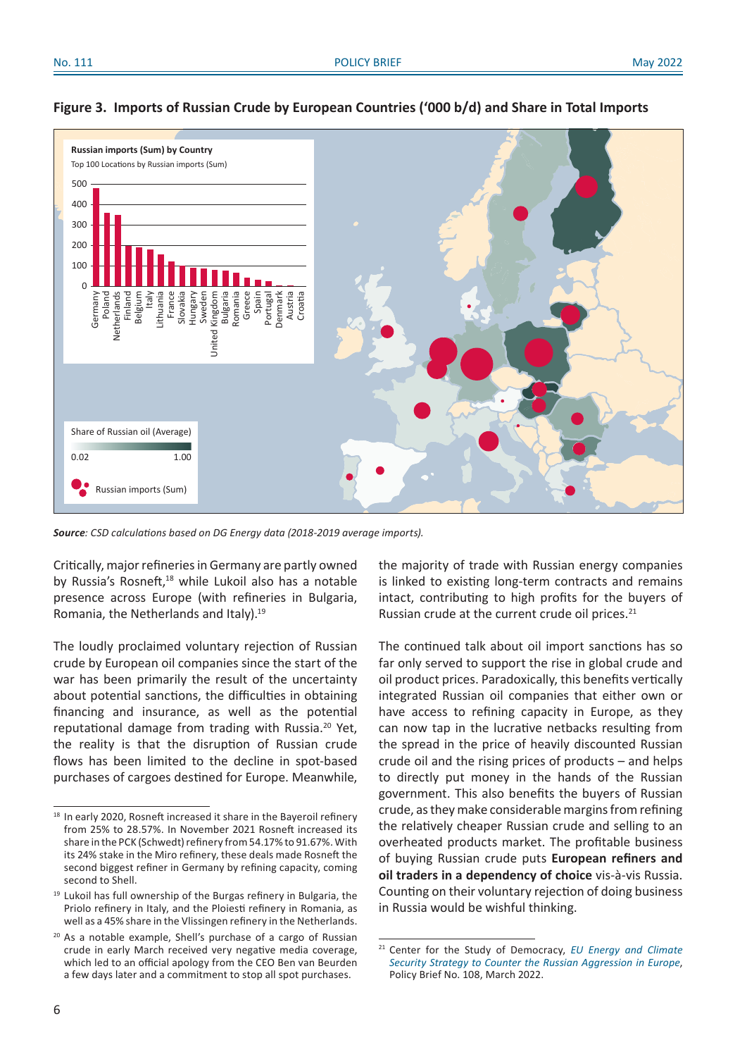**Figure 3. Imports of Russian Crude by European Countries ('000 b/d) and Share in Total Imports**

Russian imports (Sum) by Country

Top 100 Locations by Russian imports (Sum)

Share of Russian oil (Average)

0.02 — 1.00

Russian imports (Sum)

***Source**: CSD calculations based on DG Energy data (2018-2019 average imports).*

Critically, major refineries in Germany are partly owned by Russia's Rosneft,[18] while Lukoil also has a notable presence across Europe (with refineries in Bulgaria, Romania, the Netherlands and Italy).[19]

The loudly proclaimed voluntary rejection of Russian crude by European oil companies since the start of the war has been primarily the result of the uncertainty about potential sanctions, the difficulties in obtaining financing and insurance, as well as the potential reputational damage from trading with Russia.[20] Yet, the reality is that the disruption of Russian crude flows has been limited to the decline in spot-based purchases of cargoes destined for Europe. Meanwhile, the majority of trade with Russian energy companies is linked to existing long-term contracts and remains intact, contributing to high profits for the buyers of Russian crude at the current crude oil prices.[21]

The continued talk about oil import sanctions has so far only served to support the rise in global crude and oil product prices. Paradoxically, this benefits vertically integrated Russian oil companies that either own or have access to refining capacity in Europe, as they can now tap in the lucrative netbacks resulting from the spread in the price of heavily discounted Russian crude oil and the rising prices of products – and helps to directly put money in the hands of the Russian government. This also benefits the buyers of Russian crude, as they make considerable margins from refining the relatively cheaper Russian crude and selling to an overheated products market. The profitable business of buying Russian crude puts **European refiners and oil traders in a dependency of choice** vis-à-vis Russia. Counting on their voluntary rejection of doing business in Russia would be wishful thinking.

---

[18] In early 2020, Rosneft increased it share in the Bayeroil refinery from 25% to 28.57%. In November 2021 Rosneft increased its share in the PCK (Schwedt) refinery from 54.17% to 91.67%. With its 24% stake in the Miro refinery, these deals made Rosneft the second biggest refiner in Germany by refining capacity, coming second to Shell.

[19] Lukoil has full ownership of the Burgas refinery in Bulgaria, the Priolo refinery in Italy, and the Ploiesti refinery in Romania, as well as a 45% share in the Vlissingen refinery in the Netherlands.

[20] As a notable example, Shell's purchase of a cargo of Russian crude in early March received very negative media coverage, which led to an official apology from the CEO Ben van Beurden a few days later and a commitment to stop all spot purchases.

[21] Center for the Study of Democracy, *EU Energy and Climate Security Strategy to Counter the Russian Aggression in Europe*, Policy Brief No. 108, March 2022.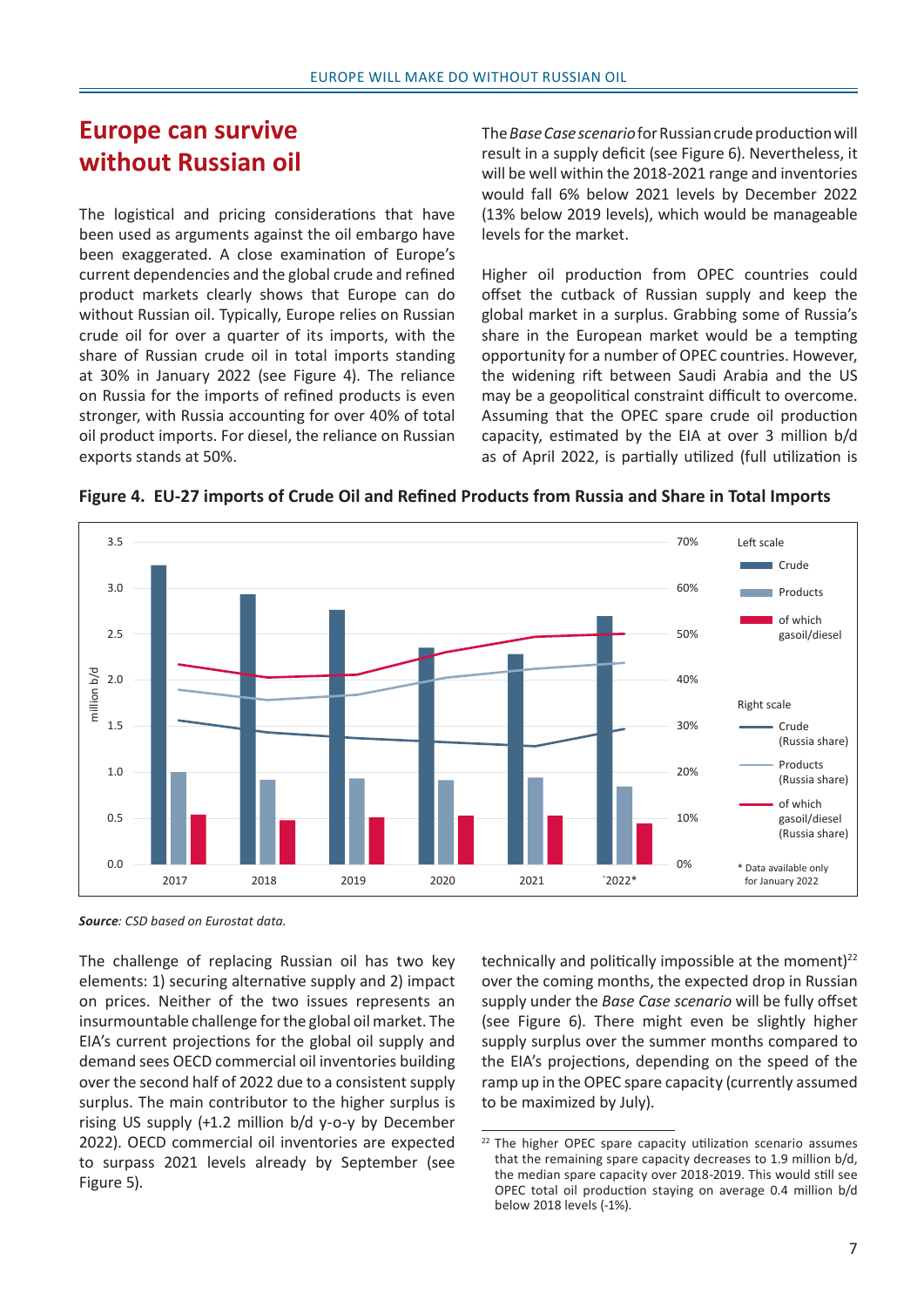## Europe can survive without Russian oil

The logistical and pricing considerations that have been used as arguments against the oil embargo have been exaggerated. A close examination of Europe's current dependencies and the global crude and refined product markets clearly shows that Europe can do without Russian oil. Typically, Europe relies on Russian crude oil for over a quarter of its imports, with the share of Russian crude oil in total imports standing at 30% in January 2022 (see Figure 4). The reliance on Russia for the imports of refined products is even stronger, with Russia accounting for over 40% of total oil product imports. For diesel, the reliance on Russian exports stands at 50%.

The *Base Case scenario* for Russian crude production will result in a supply deficit (see Figure 6). Nevertheless, it will be well within the 2018-2021 range and inventories would fall 6% below 2021 levels by December 2022 (13% below 2019 levels), which would be manageable levels for the market.

Higher oil production from OPEC countries could offset the cutback of Russian supply and keep the global market in a surplus. Grabbing some of Russia's share in the European market would be a tempting opportunity for a number of OPEC countries. However, the widening rift between Saudi Arabia and the US may be a geopolitical constraint difficult to overcome. Assuming that the OPEC spare crude oil production capacity, estimated by the EIA at over 3 million b/d as of April 2022, is partially utilized (full utilization is technically and politically impossible at the moment)[22] over the coming months, the expected drop in Russian supply under the *Base Case scenario* will be fully offset (see Figure 6). There might even be slightly higher supply surplus over the summer months compared to the EIA's projections, depending on the speed of the ramp up in the OPEC spare capacity (currently assumed to be maximized by July).

**Figure 4. EU-27 imports of Crude Oil and Refined Products from Russia and Share in Total Imports**

*Source: CSD based on Eurostat data.*

The challenge of replacing Russian oil has two key elements: 1) securing alternative supply and 2) impact on prices. Neither of the two issues represents an insurmountable challenge for the global oil market. The EIA's current projections for the global oil supply and demand sees OECD commercial oil inventories building over the second half of 2022 due to a consistent supply surplus. The main contributor to the higher surplus is rising US supply (+1.2 million b/d y-o-y by December 2022). OECD commercial oil inventories are expected to surpass 2021 levels already by September (see Figure 5).

[22] The higher OPEC spare capacity utilization scenario assumes that the remaining spare capacity decreases to 1.9 million b/d, the median spare capacity over 2018-2019. This would still see OPEC total oil production staying on average 0.4 million b/d below 2018 levels (-1%).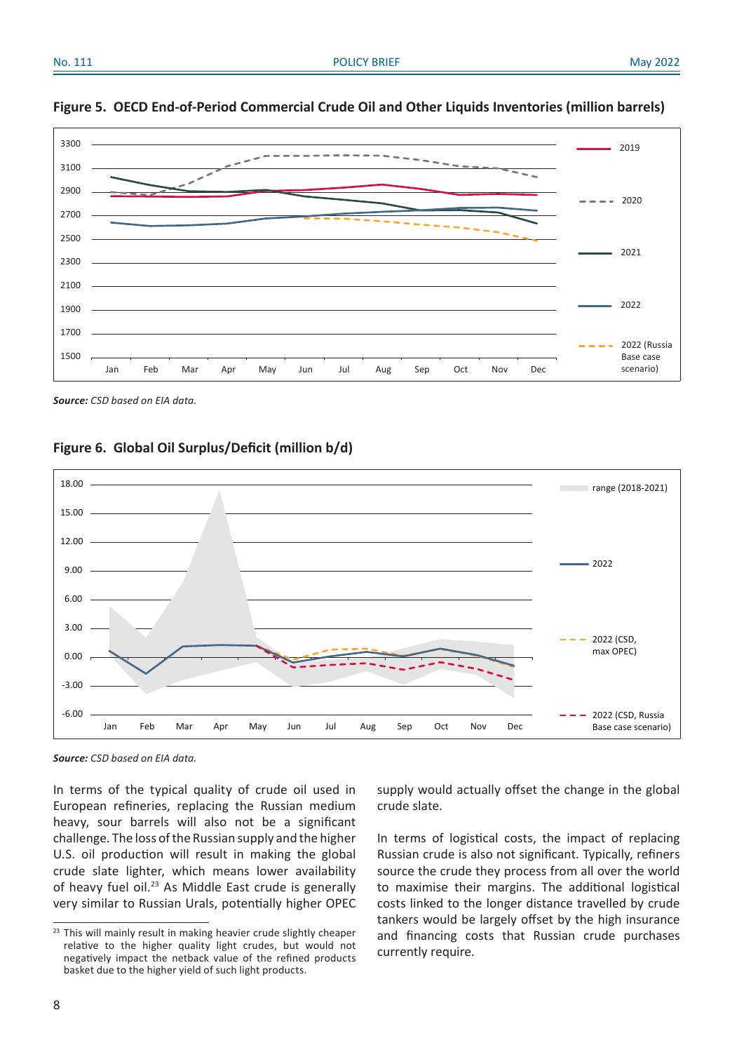**Figure 5. OECD End-of-Period Commercial Crude Oil and Other Liquids Inventories (million barrels)**

***Source:*** *CSD based on EIA data.*

**Figure 6. Global Oil Surplus/Deficit (million b/d)**

***Source:*** *CSD based on EIA data.*

In terms of the typical quality of crude oil used in European refineries, replacing the Russian medium heavy, sour barrels will also not be a significant challenge. The loss of the Russian supply and the higher U.S. oil production will result in making the global crude slate lighter, which means lower availability of heavy fuel oil.[23] As Middle East crude is generally very similar to Russian Urals, potentially higher OPEC supply would actually offset the change in the global crude slate.

In terms of logistical costs, the impact of replacing Russian crude is also not significant. Typically, refiners source the crude they process from all over the world to maximise their margins. The additional logistical costs linked to the longer distance travelled by crude tankers would be largely offset by the high insurance and financing costs that Russian crude purchases currently require.

---

[23] This will mainly result in making heavier crude slightly cheaper relative to the higher quality light crudes, but would not negatively impact the netback value of the refined products basket due to the higher yield of such light products.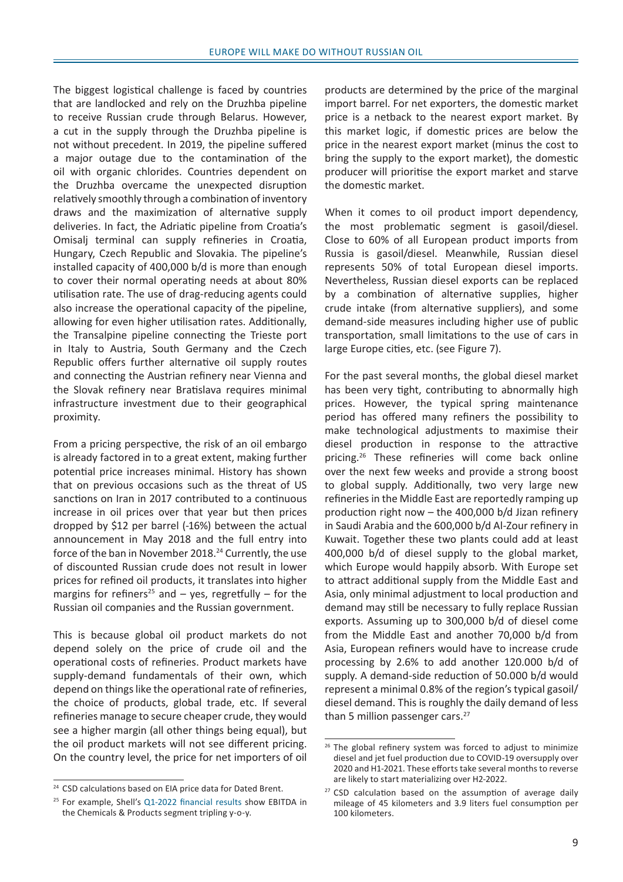The biggest logistical challenge is faced by countries that are landlocked and rely on the Druzhba pipeline to receive Russian crude through Belarus. However, a cut in the supply through the Druzhba pipeline is not without precedent. In 2019, the pipeline suffered a major outage due to the contamination of the oil with organic chlorides. Countries dependent on the Druzhba overcame the unexpected disruption relatively smoothly through a combination of inventory draws and the maximization of alternative supply deliveries. In fact, the Adriatic pipeline from Croatia's Omisalj terminal can supply refineries in Croatia, Hungary, Czech Republic and Slovakia. The pipeline's installed capacity of 400,000 b/d is more than enough to cover their normal operating needs at about 80% utilisation rate. The use of drag-reducing agents could also increase the operational capacity of the pipeline, allowing for even higher utilisation rates. Additionally, the Transalpine pipeline connecting the Trieste port in Italy to Austria, South Germany and the Czech Republic offers further alternative oil supply routes and connecting the Austrian refinery near Vienna and the Slovak refinery near Bratislava requires minimal infrastructure investment due to their geographical proximity.

From a pricing perspective, the risk of an oil embargo is already factored in to a great extent, making further potential price increases minimal. History has shown that on previous occasions such as the threat of US sanctions on Iran in 2017 contributed to a continuous increase in oil prices over that year but then prices dropped by $12 per barrel (-16%) between the actual announcement in May 2018 and the full entry into force of the ban in November 2018.[24] Currently, the use of discounted Russian crude does not result in lower prices for refined oil products, it translates into higher margins for refiners[25] and – yes, regretfully – for the Russian oil companies and the Russian government.

This is because global oil product markets do not depend solely on the price of crude oil and the operational costs of refineries. Product markets have supply-demand fundamentals of their own, which depend on things like the operational rate of refineries, the choice of products, global trade, etc. If several refineries manage to secure cheaper crude, they would see a higher margin (all other things being equal), but the oil product markets will not see different pricing. On the country level, the price for net importers of oil products are determined by the price of the marginal import barrel. For net exporters, the domestic market price is a netback to the nearest export market. By this market logic, if domestic prices are below the price in the nearest export market (minus the cost to bring the supply to the export market), the domestic producer will prioritise the export market and starve the domestic market.

When it comes to oil product import dependency, the most problematic segment is gasoil/diesel. Close to 60% of all European product imports from Russia is gasoil/diesel. Meanwhile, Russian diesel represents 50% of total European diesel imports. Nevertheless, Russian diesel exports can be replaced by a combination of alternative supplies, higher crude intake (from alternative suppliers), and some demand-side measures including higher use of public transportation, small limitations to the use of cars in large Europe cities, etc. (see Figure 7).

For the past several months, the global diesel market has been very tight, contributing to abnormally high prices. However, the typical spring maintenance period has offered many refiners the possibility to make technological adjustments to maximise their diesel production in response to the attractive pricing.[26] These refineries will come back online over the next few weeks and provide a strong boost to global supply. Additionally, two very large new refineries in the Middle East are reportedly ramping up production right now – the 400,000 b/d Jizan refinery in Saudi Arabia and the 600,000 b/d Al-Zour refinery in Kuwait. Together these two plants could add at least 400,000 b/d of diesel supply to the global market, which Europe would happily absorb. With Europe set to attract additional supply from the Middle East and Asia, only minimal adjustment to local production and demand may still be necessary to fully replace Russian exports. Assuming up to 300,000 b/d of diesel come from the Middle East and another 70,000 b/d from Asia, European refiners would have to increase crude processing by 2.6% to add another 120.000 b/d of supply. A demand-side reduction of 50.000 b/d would represent a minimal 0.8% of the region's typical gasoil/diesel demand. This is roughly the daily demand of less than 5 million passenger cars.[27]

---

[24] CSD calculations based on EIA price data for Dated Brent.

[25] For example, Shell's Q1-2022 financial results show EBITDA in the Chemicals & Products segment tripling y-o-y.

[26] The global refinery system was forced to adjust to minimize diesel and jet fuel production due to COVID-19 oversupply over 2020 and H1-2021. These efforts take several months to reverse are likely to start materializing over H2-2022.

[27] CSD calculation based on the assumption of average daily mileage of 45 kilometers and 3.9 liters fuel consumption per 100 kilometers.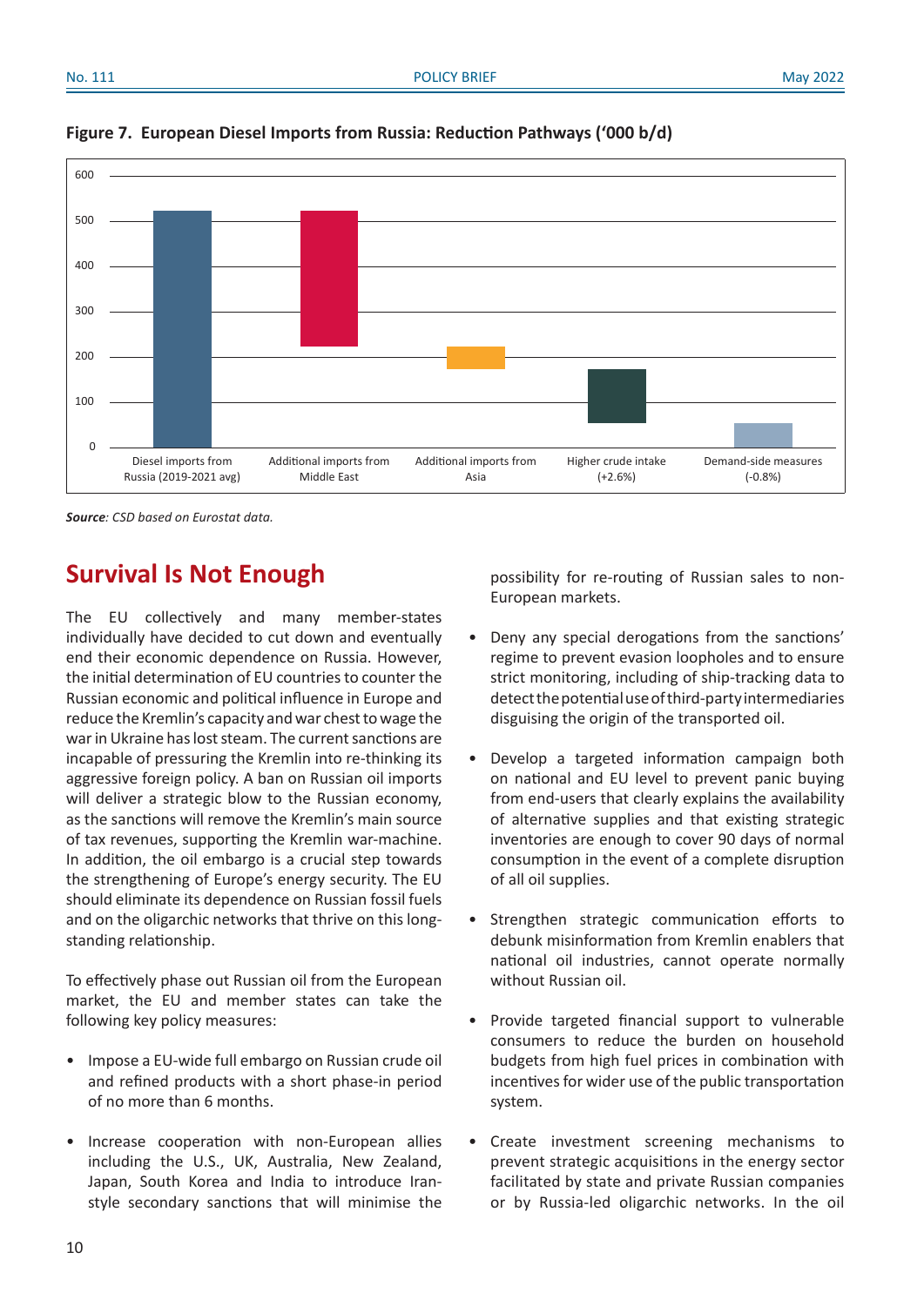**Figure 7. European Diesel Imports from Russia: Reduction Pathways ('000 b/d)**

| Category | Value ('000 b/d) |
|---|---|
| Diesel imports from Russia (2019-2021 avg) | ~520 |
| Additional imports from Middle East | ~520 to ~220 |
| Additional imports from Asia | ~220 to ~170 |
| Higher crude intake (+2.6%) | ~170 to ~50 |
| Demand-side measures (-0.8%) | ~50 to 0 |

***Source**: CSD based on Eurostat data.*

## Survival Is Not Enough

The EU collectively and many member-states individually have decided to cut down and eventually end their economic dependence on Russia. However, the initial determination of EU countries to counter the Russian economic and political influence in Europe and reduce the Kremlin's capacity and war chest to wage the war in Ukraine has lost steam. The current sanctions are incapable of pressuring the Kremlin into re-thinking its aggressive foreign policy. A ban on Russian oil imports will deliver a strategic blow to the Russian economy, as the sanctions will remove the Kremlin's main source of tax revenues, supporting the Kremlin war-machine. In addition, the oil embargo is a crucial step towards the strengthening of Europe's energy security. The EU should eliminate its dependence on Russian fossil fuels and on the oligarchic networks that thrive on this long-standing relationship.

To effectively phase out Russian oil from the European market, the EU and member states can take the following key policy measures:

- Impose a EU-wide full embargo on Russian crude oil and refined products with a short phase-in period of no more than 6 months.
- Increase cooperation with non-European allies including the U.S., UK, Australia, New Zealand, Japan, South Korea and India to introduce Iran-style secondary sanctions that will minimise the possibility for re-routing of Russian sales to non-European markets.
- Deny any special derogations from the sanctions' regime to prevent evasion loopholes and to ensure strict monitoring, including of ship-tracking data to detect the potential use of third-party intermediaries disguising the origin of the transported oil.
- Develop a targeted information campaign both on national and EU level to prevent panic buying from end-users that clearly explains the availability of alternative supplies and that existing strategic inventories are enough to cover 90 days of normal consumption in the event of a complete disruption of all oil supplies.
- Strengthen strategic communication efforts to debunk misinformation from Kremlin enablers that national oil industries, cannot operate normally without Russian oil.
- Provide targeted financial support to vulnerable consumers to reduce the burden on household budgets from high fuel prices in combination with incentives for wider use of the public transportation system.
- Create investment screening mechanisms to prevent strategic acquisitions in the energy sector facilitated by state and private Russian companies or by Russia-led oligarchic networks. In the oil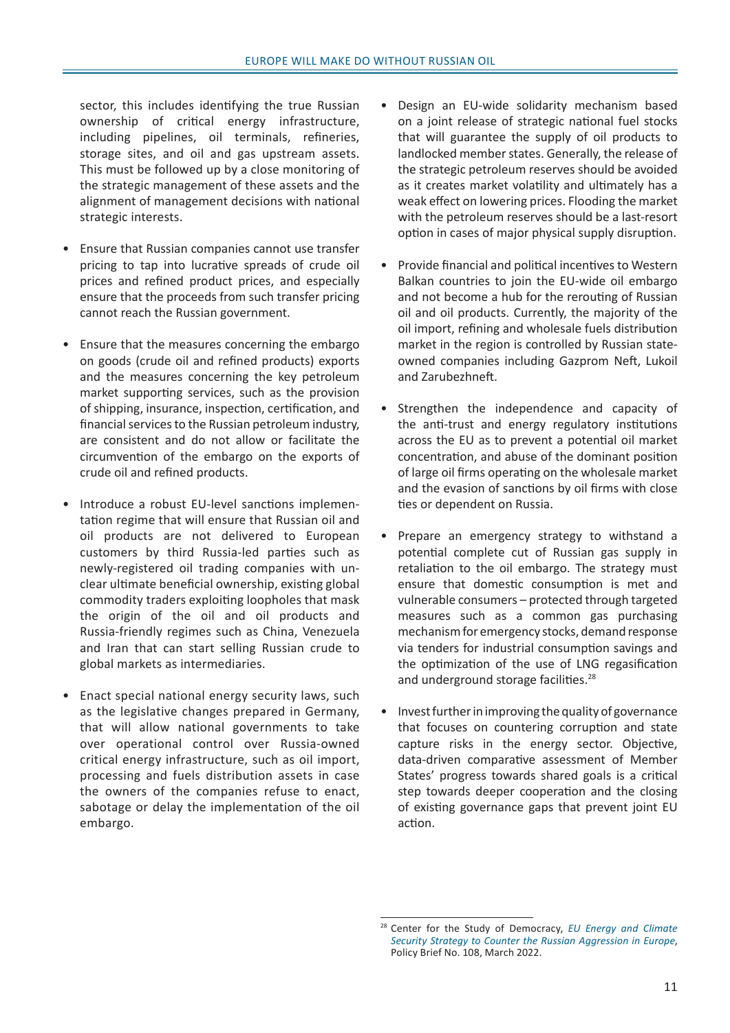sector, this includes identifying the true Russian ownership of critical energy infrastructure, including pipelines, oil terminals, refineries, storage sites, and oil and gas upstream assets. This must be followed up by a close monitoring of the strategic management of these assets and the alignment of management decisions with national strategic interests.

- Ensure that Russian companies cannot use transfer pricing to tap into lucrative spreads of crude oil prices and refined product prices, and especially ensure that the proceeds from such transfer pricing cannot reach the Russian government.

- Ensure that the measures concerning the embargo on goods (crude oil and refined products) exports and the measures concerning the key petroleum market supporting services, such as the provision of shipping, insurance, inspection, certification, and financial services to the Russian petroleum industry, are consistent and do not allow or facilitate the circumvention of the embargo on the exports of crude oil and refined products.

- Introduce a robust EU-level sanctions implementation regime that will ensure that Russian oil and oil products are not delivered to European customers by third Russia-led parties such as newly-registered oil trading companies with unclear ultimate beneficial ownership, existing global commodity traders exploiting loopholes that mask the origin of the oil and oil products and Russia-friendly regimes such as China, Venezuela and Iran that can start selling Russian crude to global markets as intermediaries.

- Enact special national energy security laws, such as the legislative changes prepared in Germany, that will allow national governments to take over operational control over Russia-owned critical energy infrastructure, such as oil import, processing and fuels distribution assets in case the owners of the companies refuse to enact, sabotage or delay the implementation of the oil embargo.

- Design an EU-wide solidarity mechanism based on a joint release of strategic national fuel stocks that will guarantee the supply of oil products to landlocked member states. Generally, the release of the strategic petroleum reserves should be avoided as it creates market volatility and ultimately has a weak effect on lowering prices. Flooding the market with the petroleum reserves should be a last-resort option in cases of major physical supply disruption.

- Provide financial and political incentives to Western Balkan countries to join the EU-wide oil embargo and not become a hub for the rerouting of Russian oil and oil products. Currently, the majority of the oil import, refining and wholesale fuels distribution market in the region is controlled by Russian state-owned companies including Gazprom Neft, Lukoil and Zarubezhneft.

- Strengthen the independence and capacity of the anti-trust and energy regulatory institutions across the EU as to prevent a potential oil market concentration, and abuse of the dominant position of large oil firms operating on the wholesale market and the evasion of sanctions by oil firms with close ties or dependent on Russia.

- Prepare an emergency strategy to withstand a potential complete cut of Russian gas supply in retaliation to the oil embargo. The strategy must ensure that domestic consumption is met and vulnerable consumers – protected through targeted measures such as a common gas purchasing mechanism for emergency stocks, demand response via tenders for industrial consumption savings and the optimization of the use of LNG regasification and underground storage facilities.[28]

- Invest further in improving the quality of governance that focuses on countering corruption and state capture risks in the energy sector. Objective, data-driven comparative assessment of Member States' progress towards shared goals is a critical step towards deeper cooperation and the closing of existing governance gaps that prevent joint EU action.

---

[28] Center for the Study of Democracy, *EU Energy and Climate Security Strategy to Counter the Russian Aggression in Europe*, Policy Brief No. 108, March 2022.